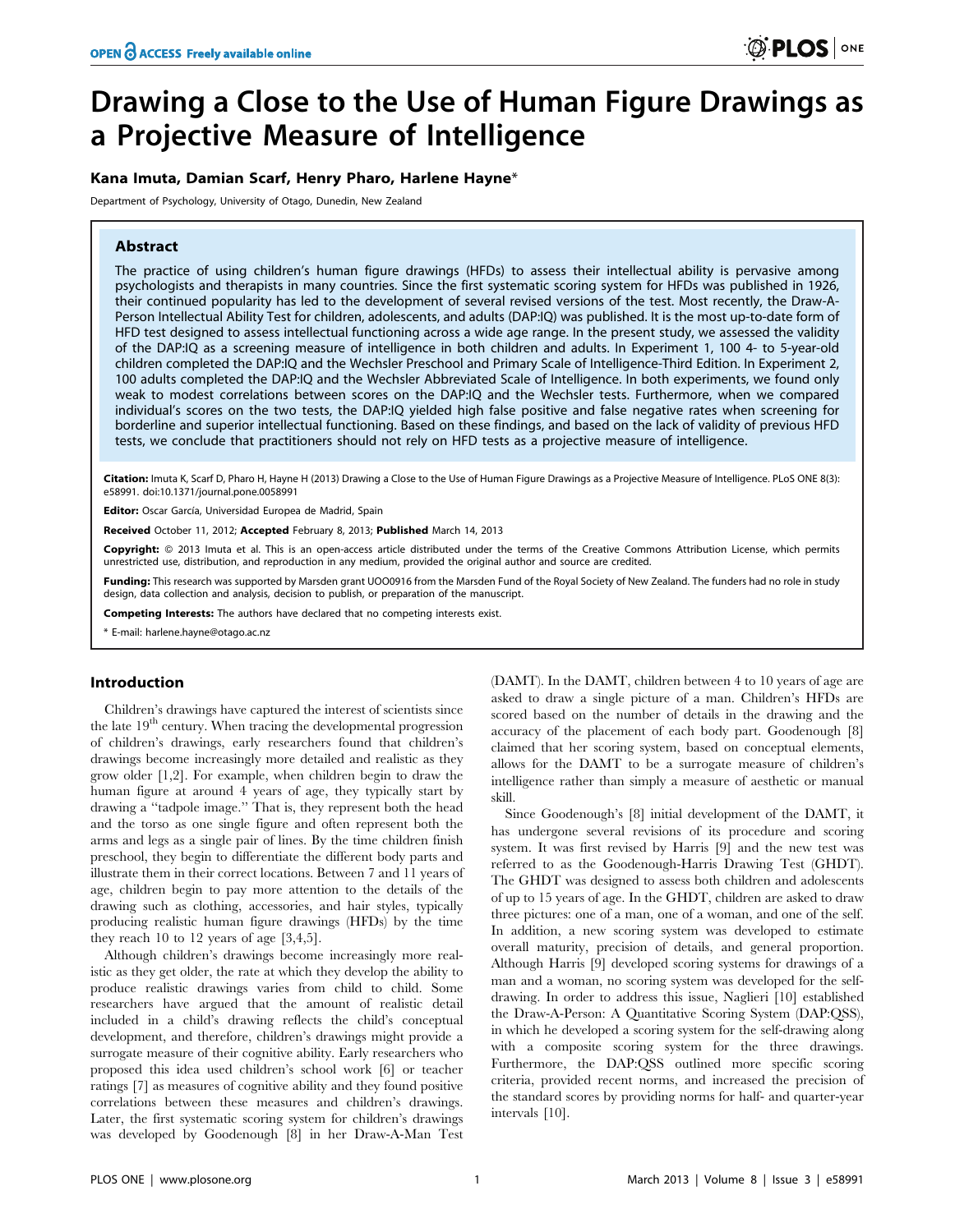# Drawing a Close to the Use of Human Figure Drawings as a Projective Measure of Intelligence

**Kana Imuta, Damian Scarf, Henry Pharo, Harlene Hayne***

Department of Psychology, University of Otago, Dunedin, New Zealand

## Abstract

The practice of using children's human figure drawings (HFDs) to assess their intellectual ability is pervasive among psychologists and therapists in many countries. Since the first systematic scoring system for HFDs was published in 1926, their continued popularity has led to the development of several revised versions of the test. Most recently, the Draw-A-Person Intellectual Ability Test for children, adolescents, and adults (DAP:IQ) was published. It is the most up-to-date form of HFD test designed to assess intellectual functioning across a wide age range. In the present study, we assessed the validity of the DAP:IQ as a screening measure of intelligence in both children and adults. In Experiment 1, 100 4- to 5-year-old children completed the DAP:IQ and the Wechsler Preschool and Primary Scale of Intelligence-Third Edition. In Experiment 2, 100 adults completed the DAP:IQ and the Wechsler Abbreviated Scale of Intelligence. In both experiments, we found only weak to modest correlations between scores on the DAP:IQ and the Wechsler tests. Furthermore, when we compared individual's scores on the two tests, the DAP:IQ yielded high false positive and false negative rates when screening for borderline and superior intellectual functioning. Based on these findings, and based on the lack of validity of previous HFD tests, we conclude that practitioners should not rely on HFD tests as a projective measure of intelligence.

**Citation:** Imuta K, Scarf D, Pharo H, Hayne H (2013) Drawing a Close to the Use of Human Figure Drawings as a Projective Measure of Intelligence. PLoS ONE 8(3): e58991. doi:10.1371/journal.pone.0058991

**Editor:** Oscar García, Universidad Europea de Madrid, Spain

**Received** October 11, 2012; **Accepted** February 8, 2013; **Published** March 14, 2013

**Copyright:** © 2013 Imuta et al. This is an open-access article distributed under the terms of the Creative Commons Attribution License, which permits unrestricted use, distribution, and reproduction in any medium, provided the original author and source are credited.

**Funding:** This research was supported by Marsden grant UOO0916 from the Marsden Fund of the Royal Society of New Zealand. The funders had no role in study design, data collection and analysis, decision to publish, or preparation of the manuscript.

**Competing Interests:** The authors have declared that no competing interests exist.

\* E-mail: harlene.hayne@otago.ac.nz

## Introduction

Children's drawings have captured the interest of scientists since the late 19th century. When tracing the developmental progression of children's drawings, early researchers found that children's drawings become increasingly more detailed and realistic as they grow older [1,2]. For example, when children begin to draw the human figure at around 4 years of age, they typically start by drawing a "tadpole image." That is, they represent both the head and the torso as one single figure and often represent both the arms and legs as a single pair of lines. By the time children finish preschool, they begin to differentiate the different body parts and illustrate them in their correct locations. Between 7 and 11 years of age, children begin to pay more attention to the details of the drawing such as clothing, accessories, and hair styles, typically producing realistic human figure drawings (HFDs) by the time they reach 10 to 12 years of age [3,4,5].

Although children's drawings become increasingly more realistic as they get older, the rate at which they develop the ability to produce realistic drawings varies from child to child. Some researchers have argued that the amount of realistic detail included in a child's drawing reflects the child's conceptual development, and therefore, children's drawings might provide a surrogate measure of their cognitive ability. Early researchers who proposed this idea used children's school work [6] or teacher ratings [7] as measures of cognitive ability and they found positive correlations between these measures and children's drawings. Later, the first systematic scoring system for children's drawings was developed by Goodenough [8] in her Draw-A-Man Test (DAMT). In the DAMT, children between 4 to 10 years of age are asked to draw a single picture of a man. Children's HFDs are scored based on the number of details in the drawing and the accuracy of the placement of each body part. Goodenough [8] claimed that her scoring system, based on conceptual elements, allows for the DAMT to be a surrogate measure of children's intelligence rather than simply a measure of aesthetic or manual skill.

Since Goodenough's [8] initial development of the DAMT, it has undergone several revisions of its procedure and scoring system. It was first revised by Harris [9] and the new test was referred to as the Goodenough-Harris Drawing Test (GHDT). The GHDT was designed to assess both children and adolescents of up to 15 years of age. In the GHDT, children are asked to draw three pictures: one of a man, one of a woman, and one of the self. In addition, a new scoring system was developed to estimate overall maturity, precision of details, and general proportion. Although Harris [9] developed scoring systems for drawings of a man and a woman, no scoring system was developed for the self-drawing. In order to address this issue, Naglieri [10] established the Draw-A-Person: A Quantitative Scoring System (DAP:QSS), in which he developed a scoring system for the self-drawing along with a composite scoring system for the three drawings. Furthermore, the DAP:QSS outlined more specific scoring criteria, provided recent norms, and increased the precision of the standard scores by providing norms for half- and quarter-year intervals [10].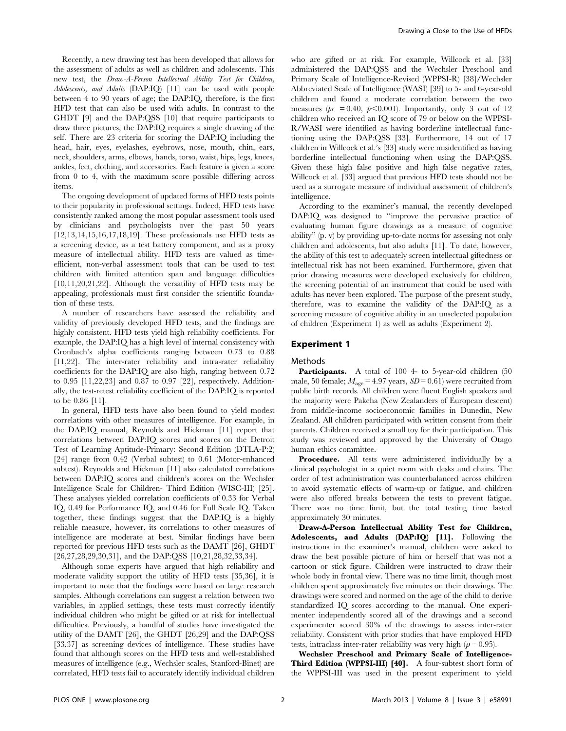Recently, a new drawing test has been developed that allows for the assessment of adults as well as children and adolescents. This new test, the *Draw-A-Person Intellectual Ability Test for Children, Adolescents, and Adults* (DAP:IQ) [11] can be used with people between 4 to 90 years of age; the DAP:IQ, therefore, is the first HFD test that can also be used with adults. In contrast to the GHDT [9] and the DAP:QSS [10] that require participants to draw three pictures, the DAP:IQ requires a single drawing of the self. There are 23 criteria for scoring the DAP:IQ including the head, hair, eyes, eyelashes, eyebrows, nose, mouth, chin, ears, neck, shoulders, arms, elbows, hands, torso, waist, hips, legs, knees, ankles, feet, clothing, and accessories. Each feature is given a score from 0 to 4, with the maximum score possible differing across items.

The ongoing development of updated forms of HFD tests points to their popularity in professional settings. Indeed, HFD tests have consistently ranked among the most popular assessment tools used by clinicians and psychologists over the past 50 years [12,13,14,15,16,17,18,19]. These professionals use HFD tests as a screening device, as a test battery component, and as a proxy measure of intellectual ability. HFD tests are valued as time-efficient, non-verbal assessment tools that can be used to test children with limited attention span and language difficulties [10,11,20,21,22]. Although the versatility of HFD tests may be appealing, professionals must first consider the scientific foundation of these tests.

A number of researchers have assessed the reliability and validity of previously developed HFD tests, and the findings are highly consistent. HFD tests yield high reliability coefficients. For example, the DAP:IQ has a high level of internal consistency with Cronbach's alpha coefficients ranging between 0.73 to 0.88 [11,22]. The inter-rater reliability and intra-rater reliability coefficients for the DAP:IQ are also high, ranging between 0.72 to 0.95 [11,22,23] and 0.87 to 0.97 [22], respectively. Additionally, the test-retest reliability coefficient of the DAP:IQ is reported to be 0.86 [11].

In general, HFD tests have also been found to yield modest correlations with other measures of intelligence. For example, in the DAP:IQ manual, Reynolds and Hickman [11] report that correlations between DAP:IQ scores and scores on the Detroit Test of Learning Aptitude-Primary: Second Edition (DTLA-P:2) [24] range from 0.42 (Verbal subtest) to 0.61 (Motor-enhanced subtest). Reynolds and Hickman [11] also calculated correlations between DAP:IQ scores and children's scores on the Wechsler Intelligence Scale for Children- Third Edition (WISC-III) [25]. These analyses yielded correlation coefficients of 0.33 for Verbal IQ, 0.49 for Performance IQ, and 0.46 for Full Scale IQ. Taken together, these findings suggest that the DAP:IQ is a highly reliable measure, however, its correlations to other measures of intelligence are moderate at best. Similar findings have been reported for previous HFD tests such as the DAMT [26], GHDT [26,27,28,29,30,31], and the DAP:QSS [10,21,28,32,33,34].

Although some experts have argued that high reliability and moderate validity support the utility of HFD tests [35,36], it is important to note that the findings were based on large research samples. Although correlations can suggest a relation between two variables, in applied settings, these tests must correctly identify individual children who might be gifted or at risk for intellectual difficulties. Previously, a handful of studies have investigated the utility of the DAMT [26], the GHDT [26,29] and the DAP:QSS [33,37] as screening devices of intelligence. These studies have found that although scores on the HFD tests and well-established measures of intelligence (e.g., Wechsler scales, Stanford-Binet) are correlated, HFD tests fail to accurately identify individual children who are gifted or at risk. For example, Willcock et al. [33] administered the DAP:QSS and the Wechsler Preschool and Primary Scale of Intelligence-Revised (WPPSI-R) [38]/Wechsler Abbreviated Scale of Intelligence (WASI) [39] to 5- and 6-year-old children and found a moderate correlation between the two measures ($pr = 0.40$, $p<0.001$). Importantly, only 3 out of 12 children who received an IQ score of 79 or below on the WPPSI-R/WASI were identified as having borderline intellectual functioning using the DAP:QSS [33]. Furthermore, 14 out of 17 children in Willcock et al.'s [33] study were misidentified as having borderline intellectual functioning when using the DAP:QSS. Given these high false positive and high false negative rates, Willcock et al. [33] argued that previous HFD tests should not be used as a surrogate measure of individual assessment of children's intelligence.

According to the examiner's manual, the recently developed DAP:IQ was designed to "improve the pervasive practice of evaluating human figure drawings as a measure of cognitive ability" (p. v) by providing up-to-date norms for assessing not only children and adolescents, but also adults [11]. To date, however, the ability of this test to adequately screen intellectual giftedness or intellectual risk has not been examined. Furthermore, given that prior drawing measures were developed exclusively for children, the screening potential of an instrument that could be used with adults has never been explored. The purpose of the present study, therefore, was to examine the validity of the DAP:IQ as a screening measure of cognitive ability in an unselected population of children (Experiment 1) as well as adults (Experiment 2).

## Experiment 1

### Methods

**Participants.** A total of 100 4- to 5-year-old children (50 male, 50 female; $M_{age} = 4.97$ years, $SD = 0.61$) were recruited from public birth records. All children were fluent English speakers and the majority were Pakeha (New Zealanders of European descent) from middle-income socioeconomic families in Dunedin, New Zealand. All children participated with written consent from their parents. Children received a small toy for their participation. This study was reviewed and approved by the University of Otago human ethics committee.

**Procedure.** All tests were administered individually by a clinical psychologist in a quiet room with desks and chairs. The order of test administration was counterbalanced across children to avoid systematic effects of warm-up or fatigue, and children were also offered breaks between the tests to prevent fatigue. There was no time limit, but the total testing time lasted approximately 30 minutes.

**Draw-A-Person Intellectual Ability Test for Children, Adolescents, and Adults (DAP:IQ) [11].** Following the instructions in the examiner's manual, children were asked to draw the best possible picture of him or herself that was not a cartoon or stick figure. Children were instructed to draw their whole body in frontal view. There was no time limit, though most children spent approximately five minutes on their drawings. The drawings were scored and normed on the age of the child to derive standardized IQ scores according to the manual. One experimenter independently scored all of the drawings and a second experimenter scored 30% of the drawings to assess inter-rater reliability. Consistent with prior studies that have employed HFD tests, intraclass inter-rater reliability was very high ($\rho = 0.95$).

**Wechsler Preschool and Primary Scale of Intelligence-Third Edition (WPPSI-III) [40].** A four-subtest short form of the WPPSI-III was used in the present experiment to yield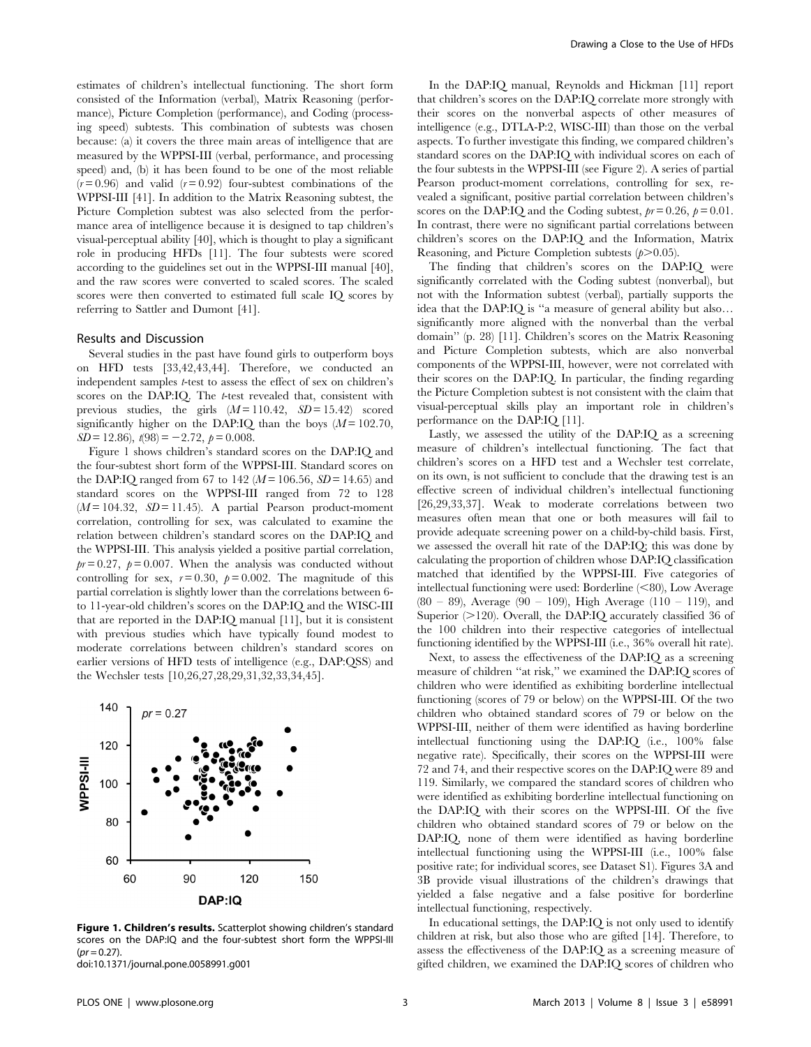estimates of children's intellectual functioning. The short form consisted of the Information (verbal), Matrix Reasoning (performance), Picture Completion (performance), and Coding (processing speed) subtests. This combination of subtests was chosen because: (a) it covers the three main areas of intelligence that are measured by the WPPSI-III (verbal, performance, and processing speed) and, (b) it has been found to be one of the most reliable ($r = 0.96$) and valid ($r = 0.92$) four-subtest combinations of the WPPSI-III [41]. In addition to the Matrix Reasoning subtest, the Picture Completion subtest was also selected from the performance area of intelligence because it is designed to tap children's visual-perceptual ability [40], which is thought to play a significant role in producing HFDs [11]. The four subtests were scored according to the guidelines set out in the WPPSI-III manual [40], and the raw scores were converted to scaled scores. The scaled scores were then converted to estimated full scale IQ scores by referring to Sattler and Dumont [41].

## Results and Discussion

Several studies in the past have found girls to outperform boys on HFD tests [33,42,43,44]. Therefore, we conducted an independent samples *t*-test to assess the effect of sex on children's scores on the DAP:IQ. The *t*-test revealed that, consistent with previous studies, the girls ($M = 110.42$, $SD = 15.42$) scored significantly higher on the DAP:IQ than the boys ($M = 102.70$, $SD = 12.86$), $t(98) = -2.72$, $p = 0.008$.

Figure 1 shows children's standard scores on the DAP:IQ and the four-subtest short form of the WPPSI-III. Standard scores on the DAP:IQ ranged from 67 to 142 ($M = 106.56$, $SD = 14.65$) and standard scores on the WPPSI-III ranged from 72 to 128 ($M = 104.32$, $SD = 11.45$). A partial Pearson product-moment correlation, controlling for sex, was calculated to examine the relation between children's standard scores on the DAP:IQ and the WPPSI-III. This analysis yielded a positive partial correlation, $pr = 0.27$, $p = 0.007$. When the analysis was conducted without controlling for sex, $r = 0.30$, $p = 0.002$. The magnitude of this partial correlation is slightly lower than the correlations between 6- to 11-year-old children's scores on the DAP:IQ and the WISC-III that are reported in the DAP:IQ manual [11], but it is consistent with previous studies which have typically found modest to moderate correlations between children's standard scores on earlier versions of HFD tests of intelligence (e.g., DAP:QSS) and the Wechsler tests [10,26,27,28,29,31,32,33,34,45].

**Figure 1. Children's results.** Scatterplot showing children's standard scores on the DAP:IQ and the four-subtest short form the WPPSI-III ($pr = 0.27$).
doi:10.1371/journal.pone.0058991.g001

In the DAP:IQ manual, Reynolds and Hickman [11] report that children's scores on the DAP:IQ correlate more strongly with their scores on the nonverbal aspects of other measures of intelligence (e.g., DTLA-P:2, WISC-III) than those on the verbal aspects. To further investigate this finding, we compared children's standard scores on the DAP:IQ with individual scores on each of the four subtests in the WPPSI-III (see Figure 2). A series of partial Pearson product-moment correlations, controlling for sex, revealed a significant, positive partial correlation between children's scores on the DAP:IQ and the Coding subtest, $pr = 0.26$, $p = 0.01$. In contrast, there were no significant partial correlations between children's scores on the DAP:IQ and the Information, Matrix Reasoning, and Picture Completion subtests ($p > 0.05$).

The finding that children's scores on the DAP:IQ were significantly correlated with the Coding subtest (nonverbal), but not with the Information subtest (verbal), partially supports the idea that the DAP:IQ is "a measure of general ability but also… significantly more aligned with the nonverbal than the verbal domain" (p. 28) [11]. Children's scores on the Matrix Reasoning and Picture Completion subtests, which are also nonverbal components of the WPPSI-III, however, were not correlated with their scores on the DAP:IQ. In particular, the finding regarding the Picture Completion subtest is not consistent with the claim that visual-perceptual skills play an important role in children's performance on the DAP:IQ [11].

Lastly, we assessed the utility of the DAP:IQ as a screening measure of children's intellectual functioning. The fact that children's scores on a HFD test and a Wechsler test correlate, on its own, is not sufficient to conclude that the drawing test is an effective screen of individual children's intellectual functioning [26,29,33,37]. Weak to moderate correlations between two measures often mean that one or both measures will fail to provide adequate screening power on a child-by-child basis. First, we assessed the overall hit rate of the DAP:IQ; this was done by calculating the proportion of children whose DAP:IQ classification matched that identified by the WPPSI-III. Five categories of intellectual functioning were used: Borderline (<80), Low Average (80 – 89), Average (90 – 109), High Average (110 – 119), and Superior (>120). Overall, the DAP:IQ accurately classified 36 of the 100 children into their respective categories of intellectual functioning identified by the WPPSI-III (i.e., 36% overall hit rate).

Next, to assess the effectiveness of the DAP:IQ as a screening measure of children "at risk," we examined the DAP:IQ scores of children who were identified as exhibiting borderline intellectual functioning (scores of 79 or below) on the WPPSI-III. Of the two children who obtained standard scores of 79 or below on the WPPSI-III, neither of them were identified as having borderline intellectual functioning using the DAP:IQ (i.e., 100% false negative rate). Specifically, their scores on the WPPSI-III were 72 and 74, and their respective scores on the DAP:IQ were 89 and 119. Similarly, we compared the standard scores of children who were identified as exhibiting borderline intellectual functioning on the DAP:IQ with their scores on the WPPSI-III. Of the five children who obtained standard scores of 79 or below on the DAP:IQ, none of them were identified as having borderline intellectual functioning using the WPPSI-III (i.e., 100% false positive rate; for individual scores, see Dataset S1). Figures 3A and 3B provide visual illustrations of the children's drawings that yielded a false negative and a false positive for borderline intellectual functioning, respectively.

In educational settings, the DAP:IQ is not only used to identify children at risk, but also those who are gifted [14]. Therefore, to assess the effectiveness of the DAP:IQ as a screening measure of gifted children, we examined the DAP:IQ scores of children who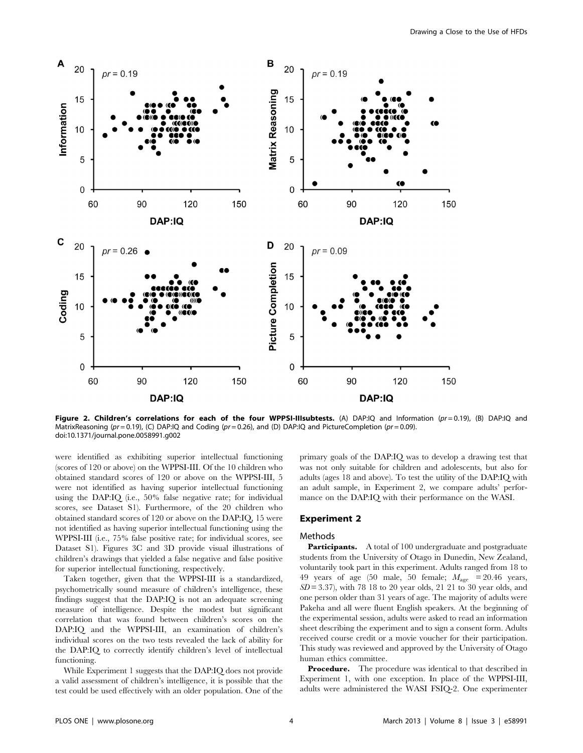**Figure 2. Children's correlations for each of the four WPPSI-IIIsubtests.** (A) DAP:IQ and Information ($pr$ = 0.19), (B) DAP:IQ and MatrixReasoning ($pr$ = 0.19), (C) DAP:IQ and Coding ($pr$ = 0.26), and (D) DAP:IQ and PictureCompletion ($pr$ = 0.09). doi:10.1371/journal.pone.0058991.g002

were identified as exhibiting superior intellectual functioning (scores of 120 or above) on the WPPSI-III. Of the 10 children who obtained standard scores of 120 or above on the WPPSI-III, 5 were not identified as having superior intellectual functioning using the DAP:IQ (i.e., 50% false negative rate; for individual scores, see Dataset S1). Furthermore, of the 20 children who obtained standard scores of 120 or above on the DAP:IQ, 15 were not identified as having superior intellectual functioning using the WPPSI-III (i.e., 75% false positive rate; for individual scores, see Dataset S1). Figures 3C and 3D provide visual illustrations of children's drawings that yielded a false negative and false positive for superior intellectual functioning, respectively.

Taken together, given that the WPPSI-III is a standardized, psychometrically sound measure of children's intelligence, these findings suggest that the DAP:IQ is not an adequate screening measure of intelligence. Despite the modest but significant correlation that was found between children's scores on the DAP:IQ and the WPPSI-III, an examination of children's individual scores on the two tests revealed the lack of ability for the DAP:IQ to correctly identify children's level of intellectual functioning.

While Experiment 1 suggests that the DAP:IQ does not provide a valid assessment of children's intelligence, it is possible that the test could be used effectively with an older population. One of the primary goals of the DAP:IQ was to develop a drawing test that was not only suitable for children and adolescents, but also for adults (ages 18 and above). To test the utility of the DAP:IQ with an adult sample, in Experiment 2, we compare adults' performance on the DAP:IQ with their performance on the WASI.

## Experiment 2

### Methods

**Participants.** A total of 100 undergraduate and postgraduate students from the University of Otago in Dunedin, New Zealand, voluntarily took part in this experiment. Adults ranged from 18 to 49 years of age (50 male, 50 female; $M_{age}$ = 20.46 years, $SD$ = 3.37), with 78 18 to 20 year olds, 21 21 to 30 year olds, and one person older than 31 years of age. The majority of adults were Pakeha and all were fluent English speakers. At the beginning of the experimental session, adults were asked to read an information sheet describing the experiment and to sign a consent form. Adults received course credit or a movie voucher for their participation. This study was reviewed and approved by the University of Otago human ethics committee.

**Procedure.** The procedure was identical to that described in Experiment 1, with one exception. In place of the WPPSI-III, adults were administered the WASI FSIQ-2. One experimenter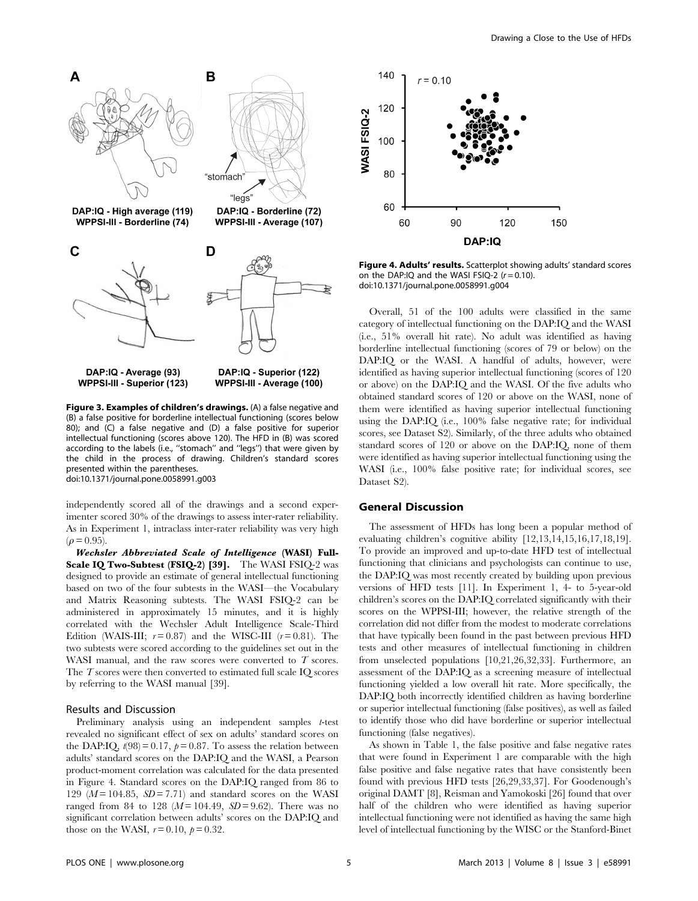Figure 3. Examples of children's drawings. (A) a false negative and (B) a false positive for borderline intellectual functioning (scores below 80); and (C) a false negative and (D) a false positive for superior intellectual functioning (scores above 120). The HFD in (B) was scored according to the labels (i.e., "stomach" and "legs") that were given by the child in the process of drawing. Children's standard scores presented within the parentheses.
doi:10.1371/journal.pone.0058991.g003

independently scored all of the drawings and a second experimenter scored 30% of the drawings to assess inter-rater reliability. As in Experiment 1, intraclass inter-rater reliability was very high ($\rho = 0.95$).

***Wechsler Abbreviated Scale of Intelligence* (WASI) Full-Scale IQ Two-Subtest (FSIQ-2) [39].** The WASI FSIQ-2 was designed to provide an estimate of general intellectual functioning based on two of the four subtests in the WASI—the Vocabulary and Matrix Reasoning subtests. The WASI FSIQ-2 can be administered in approximately 15 minutes, and it is highly correlated with the Wechsler Adult Intelligence Scale-Third Edition (WAIS-III; $r = 0.87$) and the WISC-III ($r = 0.81$). The two subtests were scored according to the guidelines set out in the WASI manual, and the raw scores were converted to $T$ scores. The $T$ scores were then converted to estimated full scale IQ scores by referring to the WASI manual [39].

### Results and Discussion

Preliminary analysis using an independent samples $t$-test revealed no significant effect of sex on adults' standard scores on the DAP:IQ, $t(98) = 0.17$, $p = 0.87$. To assess the relation between adults' standard scores on the DAP:IQ and the WASI, a Pearson product-moment correlation was calculated for the data presented in Figure 4. Standard scores on the DAP:IQ ranged from 86 to 129 ($M = 104.85$, $SD = 7.71$) and standard scores on the WASI ranged from 84 to 128 ($M = 104.49$, $SD = 9.62$). There was no significant correlation between adults' scores on the DAP:IQ and those on the WASI, $r = 0.10$, $p = 0.32$.

Figure 4. Adults' results. Scatterplot showing adults' standard scores on the DAP:IQ and the WASI FSIQ-2 ($r = 0.10$).
doi:10.1371/journal.pone.0058991.g004

Overall, 51 of the 100 adults were classified in the same category of intellectual functioning on the DAP:IQ and the WASI (i.e., 51% overall hit rate). No adult was identified as having borderline intellectual functioning (scores of 79 or below) on the DAP:IQ or the WASI. A handful of adults, however, were identified as having superior intellectual functioning (scores of 120 or above) on the DAP:IQ and the WASI. Of the five adults who obtained standard scores of 120 or above on the WASI, none of them were identified as having superior intellectual functioning using the DAP:IQ (i.e., 100% false negative rate; for individual scores, see Dataset S2). Similarly, of the three adults who obtained standard scores of 120 or above on the DAP:IQ, none of them were identified as having superior intellectual functioning using the WASI (i.e., 100% false positive rate; for individual scores, see Dataset S2).

## General Discussion

The assessment of HFDs has long been a popular method of evaluating children's cognitive ability [12,13,14,15,16,17,18,19]. To provide an improved and up-to-date HFD test of intellectual functioning that clinicians and psychologists can continue to use, the DAP:IQ was most recently created by building upon previous versions of HFD tests [11]. In Experiment 1, 4- to 5-year-old children's scores on the DAP:IQ correlated significantly with their scores on the WPPSI-III; however, the relative strength of the correlation did not differ from the modest to moderate correlations that have typically been found in the past between previous HFD tests and other measures of intellectual functioning in children from unselected populations [10,21,26,32,33]. Furthermore, an assessment of the DAP:IQ as a screening measure of intellectual functioning yielded a low overall hit rate. More specifically, the DAP:IQ both incorrectly identified children as having borderline or superior intellectual functioning (false positives), as well as failed to identify those who did have borderline or superior intellectual functioning (false negatives).

As shown in Table 1, the false positive and false negative rates that were found in Experiment 1 are comparable with the high false positive and false negative rates that have consistently been found with previous HFD tests [26,29,33,37]. For Goodenough's original DAMT [8], Reisman and Yamokoski [26] found that over half of the children who were identified as having superior intellectual functioning were not identified as having the same high level of intellectual functioning by the WISC or the Stanford-Binet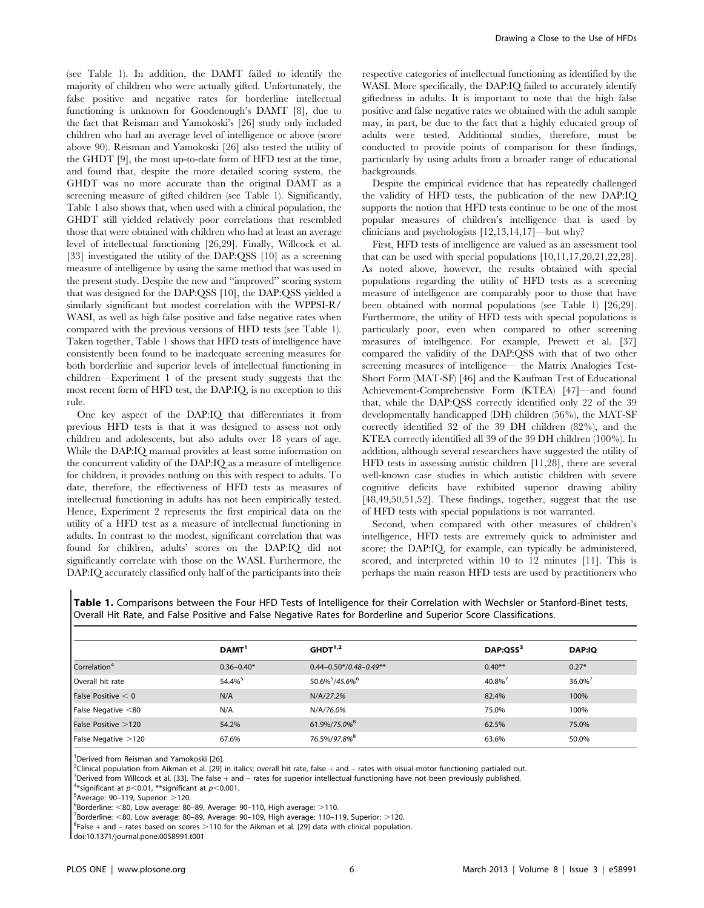(see Table 1). In addition, the DAMT failed to identify the majority of children who were actually gifted. Unfortunately, the false positive and negative rates for borderline intellectual functioning is unknown for Goodenough's DAMT [8], due to the fact that Reisman and Yamokoski's [26] study only included children who had an average level of intelligence or above (score above 90). Reisman and Yamokoski [26] also tested the utility of the GHDT [9], the most up-to-date form of HFD test at the time, and found that, despite the more detailed scoring system, the GHDT was no more accurate than the original DAMT as a screening measure of gifted children (see Table 1). Significantly, Table 1 also shows that, when used with a clinical population, the GHDT still yielded relatively poor correlations that resembled those that were obtained with children who had at least an average level of intellectual functioning [26,29]. Finally, Willcock et al. [33] investigated the utility of the DAP:QSS [10] as a screening measure of intelligence by using the same method that was used in the present study. Despite the new and "improved" scoring system that was designed for the DAP:QSS [10], the DAP:QSS yielded a similarly significant but modest correlation with the WPPSI-R/WASI, as well as high false positive and false negative rates when compared with the previous versions of HFD tests (see Table 1). Taken together, Table 1 shows that HFD tests of intelligence have consistently been found to be inadequate screening measures for both borderline and superior levels of intellectual functioning in children—Experiment 1 of the present study suggests that the most recent form of HFD test, the DAP:IQ, is no exception to this rule.

One key aspect of the DAP:IQ that differentiates it from previous HFD tests is that it was designed to assess not only children and adolescents, but also adults over 18 years of age. While the DAP:IQ manual provides at least some information on the concurrent validity of the DAP:IQ as a measure of intelligence for children, it provides nothing on this with respect to adults. To date, therefore, the effectiveness of HFD tests as measures of intellectual functioning in adults has not been empirically tested. Hence, Experiment 2 represents the first empirical data on the utility of a HFD test as a measure of intellectual functioning in adults. In contrast to the modest, significant correlation that was found for children, adults' scores on the DAP:IQ did not significantly correlate with those on the WASI. Furthermore, the DAP:IQ accurately classified only half of the participants into their respective categories of intellectual functioning as identified by the WASI. More specifically, the DAP:IQ failed to accurately identify giftedness in adults. It is important to note that the high false positive and false negative rates we obtained with the adult sample may, in part, be due to the fact that a highly educated group of adults were tested. Additional studies, therefore, must be conducted to provide points of comparison for these findings, particularly by using adults from a broader range of educational backgrounds.

Despite the empirical evidence that has repeatedly challenged the validity of HFD tests, the publication of the new DAP:IQ supports the notion that HFD tests continue to be one of the most popular measures of children's intelligence that is used by clinicians and psychologists [12,13,14,17]—but why?

First, HFD tests of intelligence are valued as an assessment tool that can be used with special populations [10,11,17,20,21,22,28]. As noted above, however, the results obtained with special populations regarding the utility of HFD tests as a screening measure of intelligence are comparably poor to those that have been obtained with normal populations (see Table 1) [26,29]. Furthermore, the utility of HFD tests with special populations is particularly poor, even when compared to other screening measures of intelligence. For example, Prewett et al. [37] compared the validity of the DAP:QSS with that of two other screening measures of intelligence— the Matrix Analogies Test-Short Form (MAT-SF) [46] and the Kaufman Test of Educational Achievement-Comprehensive Form (KTEA) [47]—and found that, while the DAP:QSS correctly identified only 22 of the 39 developmentally handicapped (DH) children (56%), the MAT-SF correctly identified 32 of the 39 DH children (82%), and the KTEA correctly identified all 39 of the 39 DH children (100%). In addition, although several researchers have suggested the utility of HFD tests in assessing autistic children [11,28], there are several well-known case studies in which autistic children with severe cognitive deficits have exhibited superior drawing ability [48,49,50,51,52]. These findings, together, suggest that the use of HFD tests with special populations is not warranted.

Second, when compared with other measures of children's intelligence, HFD tests are extremely quick to administer and score; the DAP:IQ, for example, can typically be administered, scored, and interpreted within 10 to 12 minutes [11]. This is perhaps the main reason HFD tests are used by practitioners who

**Table 1.** Comparisons between the Four HFD Tests of Intelligence for their Correlation with Wechsler or Stanford-Binet tests, Overall Hit Rate, and False Positive and False Negative Rates for Borderline and Superior Score Classifications.

| | DAMT[1] | GHDT[1,2] | DAP:QSS[3] | DAP:IQ |
|---|---|---|---|---|
| Correlation[4] | 0.36–0.40* | 0.44–0.50*/*0.48–0.49*** | 0.40** | 0.27* |
| Overall hit rate | 54.4%[5] | 50.6%[5]/*45.6%*[6] | 40.8%[7] | 36.0%[7] |
| False Positive < 0 | N/A | N/A/*27.2%* | 82.4% | 100% |
| False Negative <80 | N/A | N/A/*76.0%* | 75.0% | 100% |
| False Positive >120 | 54.2% | 61.9%/*75.0%*[8] | 62.5% | 75.0% |
| False Negative >120 | 67.6% | 76.5%/*97.8%*[8] | 63.6% | 50.0% |

[1]Derived from Reisman and Yamokoski [26].
[2]Clinical population from Aikman et al. [29] in italics; overall hit rate, false + and – rates with visual-motor functioning partialed out.
[3]Derived from Willcock et al. [33]. The false + and – rates for superior intellectual functioning have not been previously published.
[4]*significant at $p<0.01$, **significant at $p<0.001$.
[5]Average: 90–119, Superior: >120.
[6]Borderline: <80, Low average: 80–89, Average: 90–110, High average: >110.
[7]Borderline: <80, Low average: 80–89, Average: 90–109, High average: 110–119, Superior: >120.
[8]False + and – rates based on scores >110 for the Aikman et al. [29] data with clinical population.
doi:10.1371/journal.pone.0058991.t001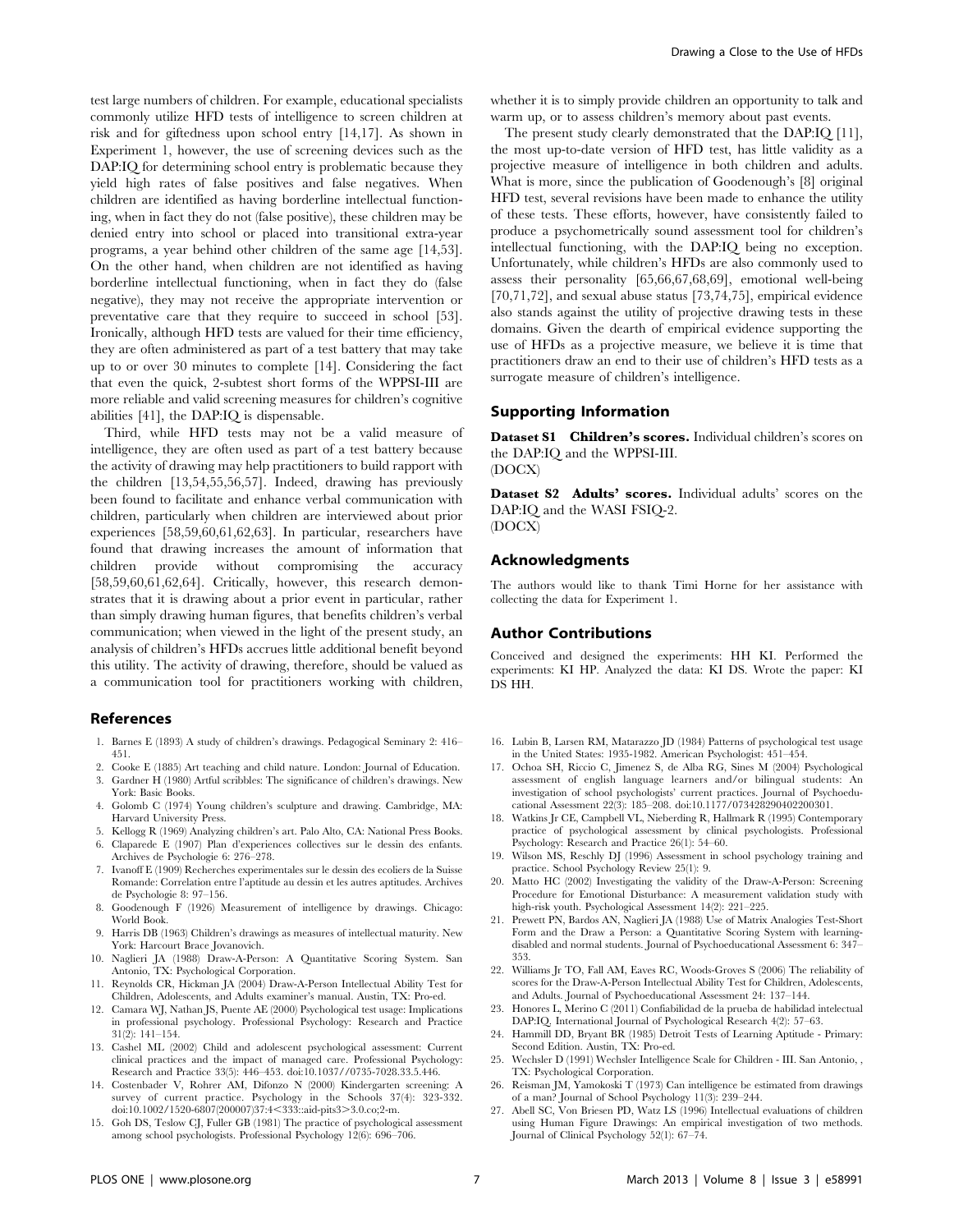test large numbers of children. For example, educational specialists commonly utilize HFD tests of intelligence to screen children at risk and for giftedness upon school entry [14,17]. As shown in Experiment 1, however, the use of screening devices such as the DAP:IQ for determining school entry is problematic because they yield high rates of false positives and false negatives. When children are identified as having borderline intellectual functioning, when in fact they do not (false positive), these children may be denied entry into school or placed into transitional extra-year programs, a year behind other children of the same age [14,53]. On the other hand, when children are not identified as having borderline intellectual functioning, when in fact they do (false negative), they may not receive the appropriate intervention or preventative care that they require to succeed in school [53]. Ironically, although HFD tests are valued for their time efficiency, they are often administered as part of a test battery that may take up to or over 30 minutes to complete [14]. Considering the fact that even the quick, 2-subtest short forms of the WPPSI-III are more reliable and valid screening measures for children's cognitive abilities [41], the DAP:IQ is dispensable.

Third, while HFD tests may not be a valid measure of intelligence, they are often used as part of a test battery because the activity of drawing may help practitioners to build rapport with the children [13,54,55,56,57]. Indeed, drawing has previously been found to facilitate and enhance verbal communication with children, particularly when children are interviewed about prior experiences [58,59,60,61,62,63]. In particular, researchers have found that drawing increases the amount of information that children provide without compromising the accuracy [58,59,60,61,62,64]. Critically, however, this research demonstrates that it is drawing about a prior event in particular, rather than simply drawing human figures, that benefits children's verbal communication; when viewed in the light of the present study, an analysis of children's HFDs accrues little additional benefit beyond this utility. The activity of drawing, therefore, should be valued as a communication tool for practitioners working with children, whether it is to simply provide children an opportunity to talk and warm up, or to assess children's memory about past events.

The present study clearly demonstrated that the DAP:IQ [11], the most up-to-date version of HFD test, has little validity as a projective measure of intelligence in both children and adults. What is more, since the publication of Goodenough's [8] original HFD test, several revisions have been made to enhance the utility of these tests. These efforts, however, have consistently failed to produce a psychometrically sound assessment tool for children's intellectual functioning, with the DAP:IQ being no exception. Unfortunately, while children's HFDs are also commonly used to assess their personality [65,66,67,68,69], emotional well-being [70,71,72], and sexual abuse status [73,74,75], empirical evidence also stands against the utility of projective drawing tests in these domains. Given the dearth of empirical evidence supporting the use of HFDs as a projective measure, we believe it is time that practitioners draw an end to their use of children's HFD tests as a surrogate measure of children's intelligence.

## Supporting Information

**Dataset S1 Children's scores.** Individual children's scores on the DAP:IQ and the WPPSI-III.
(DOCX)

**Dataset S2 Adults' scores.** Individual adults' scores on the DAP:IQ and the WASI FSIQ-2.
(DOCX)

## Acknowledgments

The authors would like to thank Timi Horne for her assistance with collecting the data for Experiment 1.

## Author Contributions

Conceived and designed the experiments: HH KI. Performed the experiments: KI HP. Analyzed the data: KI DS. Wrote the paper: KI DS HH.

## References

1. Barnes E (1893) A study of children's drawings. Pedagogical Seminary 2: 416–451.
2. Cooke E (1885) Art teaching and child nature. London: Journal of Education.
3. Gardner H (1980) Artful scribbles: The significance of children's drawings. New York: Basic Books.
4. Golomb C (1974) Young children's sculpture and drawing. Cambridge, MA: Harvard University Press.
5. Kellogg R (1969) Analyzing children's art. Palo Alto, CA: National Press Books.
6. Claparede E (1907) Plan d'experiences collectives sur le dessin des enfants. Archives de Psychologie 6: 276–278.
7. Ivanoff E (1909) Recherches experimentales sur le dessin des ecoliers de la Suisse Romande: Correlation entre l'aptitude au dessin et les autres aptitudes. Archives de Psychologie 8: 97–156.
8. Goodenough F (1926) Measurement of intelligence by drawings. Chicago: World Book.
9. Harris DB (1963) Children's drawings as measures of intellectual maturity. New York: Harcourt Brace Jovanovich.
10. Naglieri JA (1988) Draw-A-Person: A Quantitative Scoring System. San Antonio, TX: Psychological Corporation.
11. Reynolds CR, Hickman JA (2004) Draw-A-Person Intellectual Ability Test for Children, Adolescents, and Adults examiner's manual. Austin, TX: Pro-ed.
12. Camara WJ, Nathan JS, Puente AE (2000) Psychological test usage: Implications in professional psychology. Professional Psychology: Research and Practice 31(2): 141–154.
13. Cashel ML (2002) Child and adolescent psychological assessment: Current clinical practices and the impact of managed care. Professional Psychology: Research and Practice 33(5): 446–453. doi:10.1037//0735-7028.33.5.446.
14. Costenbader V, Rohrer AM, Difonzo N (2000) Kindergarten screening: A survey of current practice. Psychology in the Schools 37(4): 323-332. doi:10.1002/1520-6807(200007)37:4<333::aid-pits3>3.0.co;2-m.
15. Goh DS, Teslow CJ, Fuller GB (1981) The practice of psychological assessment among school psychologists. Professional Psychology 12(6): 696–706.
16. Lubin B, Larsen RM, Matarazzo JD (1984) Patterns of psychological test usage in the United States: 1935-1982. American Psychologist: 451–454.
17. Ochoa SH, Riccio C, Jimenez S, de Alba RG, Sines M (2004) Psychological assessment of english language learners and/or bilingual students: An investigation of school psychologists' current practices. Journal of Psychoeducational Assessment 22(3): 185–208. doi:10.1177/073428290402200301.
18. Watkins Jr CE, Campbell VL, Nieberding R, Hallmark R (1995) Contemporary practice of psychological assessment by clinical psychologists. Professional Psychology: Research and Practice 26(1): 54–60.
19. Wilson MS, Reschly DJ (1996) Assessment in school psychology training and practice. School Psychology Review 25(1): 9.
20. Matto HC (2002) Investigating the validity of the Draw-A-Person: Screening Procedure for Emotional Disturbance: A measurement validation study with high-risk youth. Psychological Assessment 14(2): 221–225.
21. Prewett PN, Bardos AN, Naglieri JA (1988) Use of Matrix Analogies Test-Short Form and the Draw a Person: a Quantitative Scoring System with learning-disabled and normal students. Journal of Psychoeducational Assessment 6: 347–353.
22. Williams Jr TO, Fall AM, Eaves RC, Woods-Groves S (2006) The reliability of scores for the Draw-A-Person Intellectual Ability Test for Children, Adolescents, and Adults. Journal of Psychoeducational Assessment 24: 137–144.
23. Honores L, Merino C (2011) Confiabilidad de la prueba de habilidad intelectual DAP:IQ. International Journal of Psychological Research 4(2): 57–63.
24. Hammill DD, Bryant BR (1985) Detroit Tests of Learning Aptitude - Primary: Second Edition. Austin, TX: Pro-ed.
25. Wechsler D (1991) Wechsler Intelligence Scale for Children - III. San Antonio, , TX: Psychological Corporation.
26. Reisman JM, Yamokoski T (1973) Can intelligence be estimated from drawings of a man? Journal of School Psychology 11(3): 239–244.
27. Abell SC, Von Briesen PD, Watz LS (1996) Intellectual evaluations of children using Human Figure Drawings: An empirical investigation of two methods. Journal of Clinical Psychology 52(1): 67–74.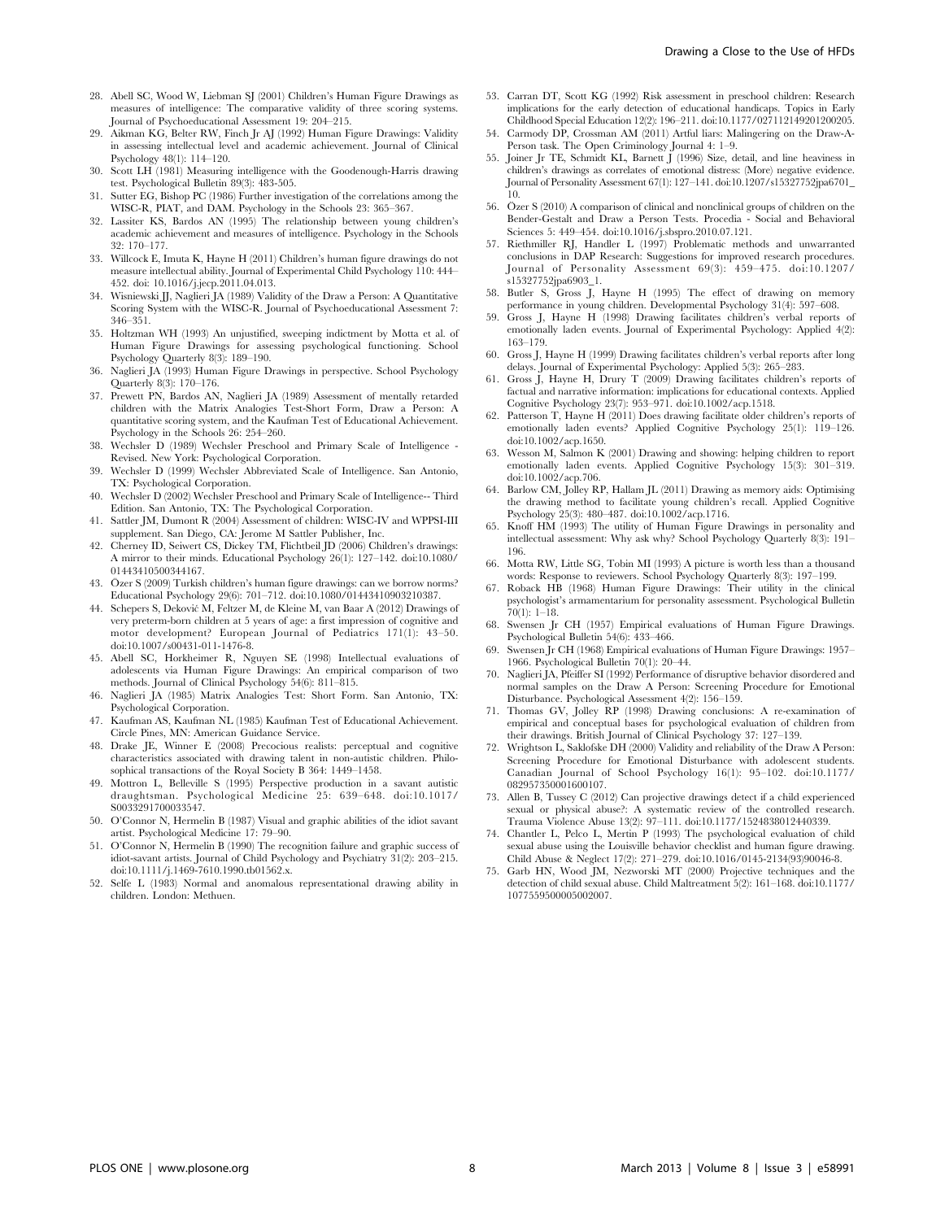28. Abell SC, Wood W, Liebman SJ (2001) Children's Human Figure Drawings as measures of intelligence: The comparative validity of three scoring systems. Journal of Psychoeducational Assessment 19: 204–215.
29. Aikman KG, Belter RW, Finch Jr AJ (1992) Human Figure Drawings: Validity in assessing intellectual level and academic achievement. Journal of Clinical Psychology 48(1): 114–120.
30. Scott LH (1981) Measuring intelligence with the Goodenough-Harris drawing test. Psychological Bulletin 89(3): 483-505.
31. Sutter EG, Bishop PC (1986) Further investigation of the correlations among the WISC-R, PIAT, and DAM. Psychology in the Schools 23: 365–367.
32. Lassiter KS, Bardos AN (1995) The relationship between young children's academic achievement and measures of intelligence. Psychology in the Schools 32: 170–177.
33. Willcock E, Imuta K, Hayne H (2011) Children's human figure drawings do not measure intellectual ability. Journal of Experimental Child Psychology 110: 444–452. doi: 10.1016/j.jecp.2011.04.013.
34. Wisniewski JJ, Naglieri JA (1989) Validity of the Draw a Person: A Quantitative Scoring System with the WISC-R. Journal of Psychoeducational Assessment 7: 346–351.
35. Holtzman WH (1993) An unjustified, sweeping indictment by Motta et al. of Human Figure Drawings for assessing psychological functioning. School Psychology Quarterly 8(3): 189–190.
36. Naglieri JA (1993) Human Figure Drawings in perspective. School Psychology Quarterly 8(3): 170–176.
37. Prewett PN, Bardos AN, Naglieri JA (1989) Assessment of mentally retarded children with the Matrix Analogies Test-Short Form, Draw a Person: A quantitative scoring system, and the Kaufman Test of Educational Achievement. Psychology in the Schools 26: 254–260.
38. Wechsler D (1989) Wechsler Preschool and Primary Scale of Intelligence - Revised. New York: Psychological Corporation.
39. Wechsler D (1999) Wechsler Abbreviated Scale of Intelligence. San Antonio, TX: Psychological Corporation.
40. Wechsler D (2002) Wechsler Preschool and Primary Scale of Intelligence-- Third Edition. San Antonio, TX: The Psychological Corporation.
41. Sattler JM, Dumont R (2004) Assessment of children: WISC-IV and WPPSI-III supplement. San Diego, CA: Jerome M Sattler Publisher, Inc.
42. Cherney ID, Seiwert CS, Dickey TM, Flichtbeil JD (2006) Children's drawings: A mirror to their minds. Educational Psychology 26(1): 127–142. doi:10.1080/01443410500344167.
43. Özer S (2009) Turkish children's human figure drawings: can we borrow norms? Educational Psychology 29(6): 701–712. doi:10.1080/01443410903210387.
44. Schepers S, Deković M, Feltzer M, de Kleine M, van Baar A (2012) Drawings of very preterm-born children at 5 years of age: a first impression of cognitive and motor development? European Journal of Pediatrics 171(1): 43–50. doi:10.1007/s00431-011-1476-8.
45. Abell SC, Horkheimer R, Nguyen SE (1998) Intellectual evaluations of adolescents via Human Figure Drawings: An empirical comparison of two methods. Journal of Clinical Psychology 54(6): 811–815.
46. Naglieri JA (1985) Matrix Analogies Test: Short Form. San Antonio, TX: Psychological Corporation.
47. Kaufman AS, Kaufman NL (1985) Kaufman Test of Educational Achievement. Circle Pines, MN: American Guidance Service.
48. Drake JE, Winner E (2008) Precocious realists: perceptual and cognitive characteristics associated with drawing talent in non-autistic children. Philosophical transactions of the Royal Society B 364: 1449–1458.
49. Mottron L, Belleville S (1995) Perspective production in a savant autistic draughtsman. Psychological Medicine 25: 639–648. doi:10.1017/S0033291700033547.
50. O'Connor N, Hermelin B (1987) Visual and graphic abilities of the idiot savant artist. Psychological Medicine 17: 79–90.
51. O'Connor N, Hermelin B (1990) The recognition failure and graphic success of idiot-savant artists. Journal of Child Psychology and Psychiatry 31(2): 203–215. doi:10.1111/j.1469-7610.1990.tb01562.x.
52. Selfe L (1983) Normal and anomalous representational drawing ability in children. London: Methuen.
53. Carran DT, Scott KG (1992) Risk assessment in preschool children: Research implications for the early detection of educational handicaps. Topics in Early Childhood Special Education 12(2): 196–211. doi:10.1177/027112149201200205.
54. Carmody DP, Crossman AM (2011) Artful liars: Malingering on the Draw-A-Person task. The Open Criminology Journal 4: 1–9.
55. Joiner Jr TE, Schmidt KL, Barnett J (1996) Size, detail, and line heaviness in children's drawings as correlates of emotional distress: (More) negative evidence. Journal of Personality Assessment 67(1): 127–141. doi:10.1207/s15327752jpa6701_10.
56. Özer S (2010) A comparison of clinical and nonclinical groups of children on the Bender-Gestalt and Draw a Person Tests. Procedia - Social and Behavioral Sciences 5: 449–454. doi:10.1016/j.sbspro.2010.07.121.
57. Riethmiller RJ, Handler L (1997) Problematic methods and unwarranted conclusions in DAP Research: Suggestions for improved research procedures. Journal of Personality Assessment 69(3): 459–475. doi:10.1207/s15327752jpa6903_1.
58. Butler S, Gross J, Hayne H (1995) The effect of drawing on memory performance in young children. Developmental Psychology 31(4): 597–608.
59. Gross J, Hayne H (1998) Drawing facilitates children's verbal reports of emotionally laden events. Journal of Experimental Psychology: Applied 4(2): 163–179.
60. Gross J, Hayne H (1999) Drawing facilitates children's verbal reports after long delays. Journal of Experimental Psychology: Applied 5(3): 265–283.
61. Gross J, Hayne H, Drury T (2009) Drawing facilitates children's reports of factual and narrative information: implications for educational contexts. Applied Cognitive Psychology 23(7): 953–971. doi:10.1002/acp.1518.
62. Patterson T, Hayne H (2011) Does drawing facilitate older children's reports of emotionally laden events? Applied Cognitive Psychology 25(1): 119–126. doi:10.1002/acp.1650.
63. Wesson M, Salmon K (2001) Drawing and showing: helping children to report emotionally laden events. Applied Cognitive Psychology 15(3): 301–319. doi:10.1002/acp.706.
64. Barlow CM, Jolley RP, Hallam JL (2011) Drawing as memory aids: Optimising the drawing method to facilitate young children's recall. Applied Cognitive Psychology 25(3): 480–487. doi:10.1002/acp.1716.
65. Knoff HM (1993) The utility of Human Figure Drawings in personality and intellectual assessment: Why ask why? School Psychology Quarterly 8(3): 191–196.
66. Motta RW, Little SG, Tobin MI (1993) A picture is worth less than a thousand words: Response to reviewers. School Psychology Quarterly 8(3): 197–199.
67. Roback HB (1968) Human Figure Drawings: Their utility in the clinical psychologist's armamentarium for personality assessment. Psychological Bulletin 70(1): 1–18.
68. Swensen Jr CH (1957) Empirical evaluations of Human Figure Drawings. Psychological Bulletin 54(6): 433–466.
69. Swensen Jr CH (1968) Empirical evaluations of Human Figure Drawings: 1957–1966. Psychological Bulletin 70(1): 20–44.
70. Naglieri JA, Pfeiffer SI (1992) Performance of disruptive behavior disordered and normal samples on the Draw A Person: Screening Procedure for Emotional Disturbance. Psychological Assessment 4(2): 156–159.
71. Thomas GV, Jolley RP (1998) Drawing conclusions: A re-examination of empirical and conceptual bases for psychological evaluation of children from their drawings. British Journal of Clinical Psychology 37: 127–139.
72. Wrightson L, Saklofske DH (2000) Validity and reliability of the Draw A Person: Screening Procedure for Emotional Disturbance with adolescent students. Canadian Journal of School Psychology 16(1): 95–102. doi:10.1177/082957350001600107.
73. Allen B, Tussey C (2012) Can projective drawings detect if a child experienced sexual or physical abuse?: A systematic review of the controlled research. Trauma Violence Abuse 13(2): 97–111. doi:10.1177/1524838012440339.
74. Chantler L, Pelco L, Mertin P (1993) The psychological evaluation of child sexual abuse using the Louisville behavior checklist and human figure drawing. Child Abuse & Neglect 17(2): 271–279. doi:10.1016/0145-2134(93)90046-8.
75. Garb HN, Wood JM, Nezworski MT (2000) Projective techniques and the detection of child sexual abuse. Child Maltreatment 5(2): 161–168. doi:10.1177/1077559500005002007.